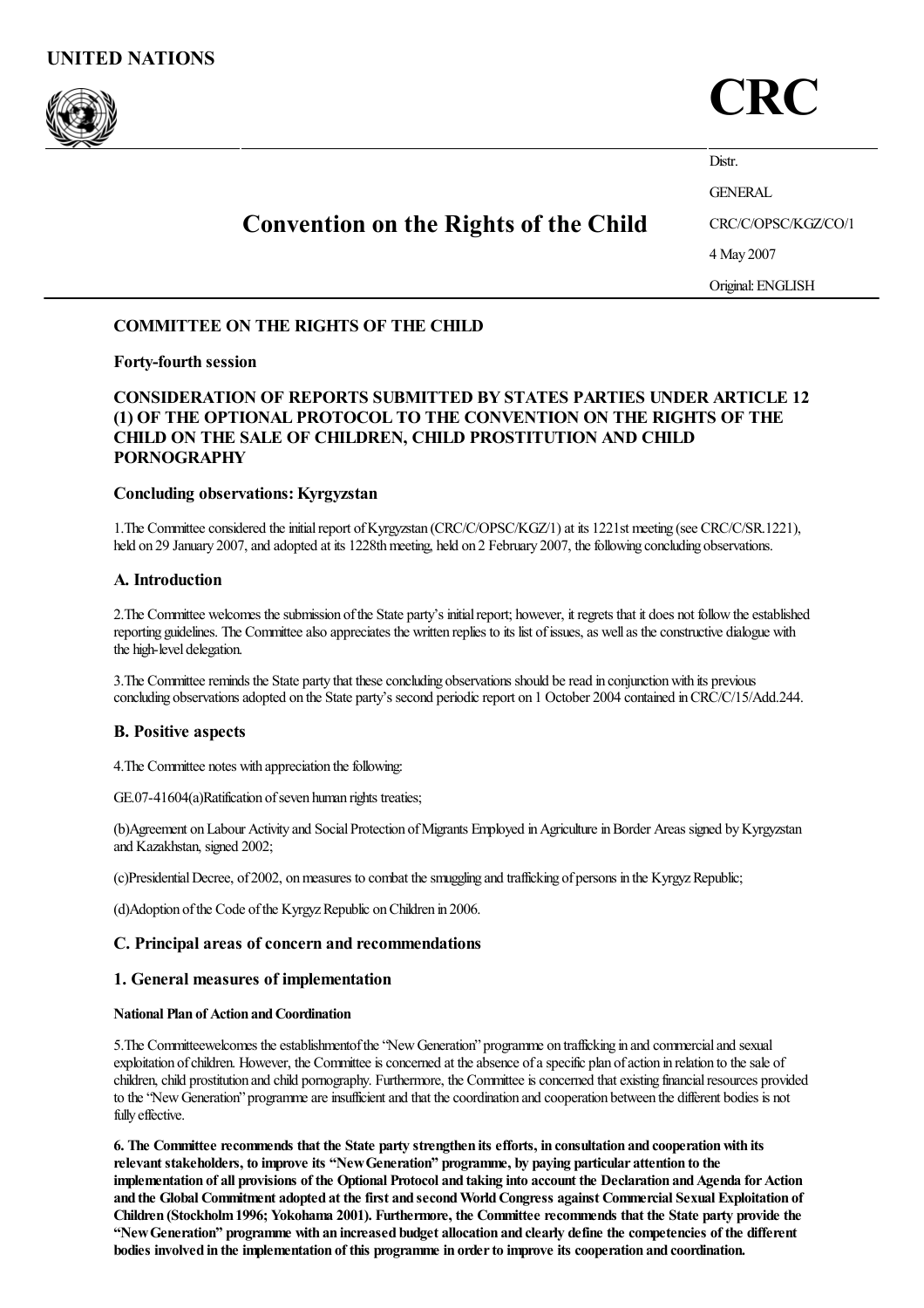UNITED NATIONS

# CRC

Distr.
GENERAL
CRC/C/OPSC/KGZ/CO/1
4 May 2007
Original: ENGLISH

## Convention on the Rights of the Child

**COMMITTEE ON THE RIGHTS OF THE CHILD**

**Forty-fourth session**

**CONSIDERATION OF REPORTS SUBMITTED BY STATES PARTIES UNDER ARTICLE 12 (1) OF THE OPTIONAL PROTOCOL TO THE CONVENTION ON THE RIGHTS OF THE CHILD ON THE SALE OF CHILDREN, CHILD PROSTITUTION AND CHILD PORNOGRAPHY**

**Concluding observations: Kyrgyzstan**

1.The Committee considered the initial report of Kyrgyzstan (CRC/C/OPSC/KGZ/1) at its 1221st meeting (see CRC/C/SR.1221), held on 29 January 2007, and adopted at its 1228th meeting, held on 2 February 2007, the following concluding observations.

### A. Introduction

2.The Committee welcomes the submission of the State party's initial report; however, it regrets that it does not follow the established reporting guidelines. The Committee also appreciates the written replies to its list of issues, as well as the constructive dialogue with the high-level delegation.

3.The Committee reminds the State party that these concluding observations should be read in conjunction with its previous concluding observations adopted on the State party's second periodic report on 1 October 2004 contained in CRC/C/15/Add.244.

### B. Positive aspects

4.The Committee notes with appreciation the following:

GE.07-41604(a)Ratification of seven human rights treaties;

(b)Agreement on Labour Activity and Social Protection of Migrants Employed in Agriculture in Border Areas signed by Kyrgyzstan and Kazakhstan, signed 2002;

(c)Presidential Decree, of 2002, on measures to combat the smuggling and trafficking of persons in the Kyrgyz Republic;

(d)Adoption of the Code of the Kyrgyz Republic on Children in 2006.

### C. Principal areas of concern and recommendations

### 1. General measures of implementation

#### National Plan of Action and Coordination

5.The Committee welcomes the establishment of the "New Generation" programme on trafficking in and commercial and sexual exploitation of children. However, the Committee is concerned at the absence of a specific plan of action in relation to the sale of children, child prostitution and child pornography. Furthermore, the Committee is concerned that existing financial resources provided to the "New Generation" programme are insufficient and that the coordination and cooperation between the different bodies is not fully effective.

**6. The Committee recommends that the State party strengthen its efforts, in consultation and cooperation with its relevant stakeholders, to improve its "New Generation" programme, by paying particular attention to the implementation of all provisions of the Optional Protocol and taking into account the Declaration and Agenda for Action and the Global Commitment adopted at the first and second World Congress against Commercial Sexual Exploitation of Children (Stockholm 1996; Yokohama 2001). Furthermore, the Committee recommends that the State party provide the "New Generation" programme with an increased budget allocation and clearly define the competencies of the different bodies involved in the implementation of this programme in order to improve its cooperation and coordination.**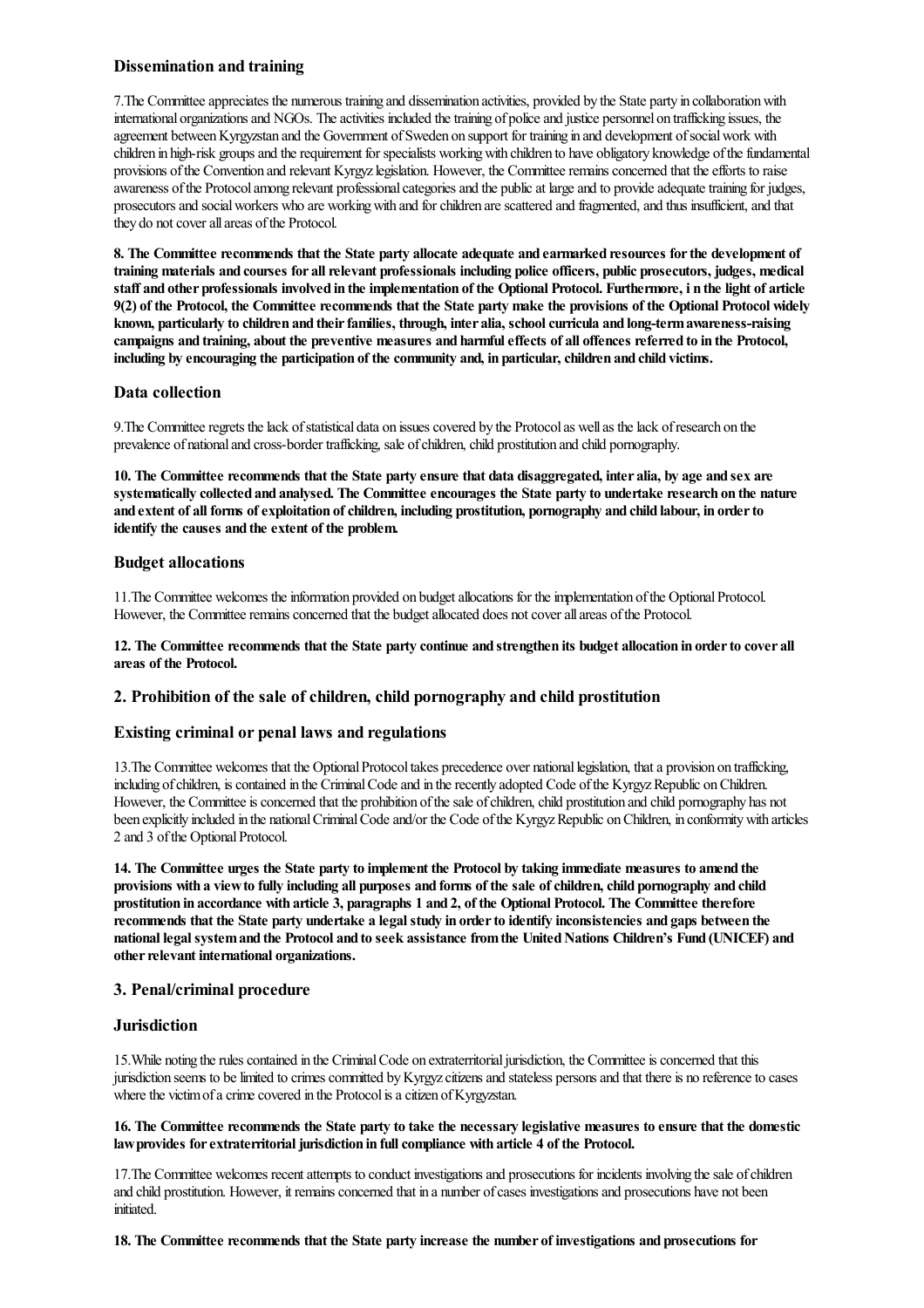### Dissemination and training

7.The Committee appreciates the numerous training and dissemination activities, provided by the State party in collaboration with international organizations and NGOs. The activities included the training of police and justice personnel on trafficking issues, the agreement between Kyrgyzstan and the Government of Sweden on support for training in and development of social work with children in high-risk groups and the requirement for specialists working with children to have obligatory knowledge of the fundamental provisions of the Convention and relevant Kyrgyz legislation. However, the Committee remains concerned that the efforts to raise awareness of the Protocol among relevant professional categories and the public at large and to provide adequate training for judges, prosecutors and social workers who are working with and for children are scattered and fragmented, and thus insufficient, and that they do not cover all areas of the Protocol.

**8. The Committee recommends that the State party allocate adequate and earmarked resources for the development of training materials and courses for all relevant professionals including police officers, public prosecutors, judges, medical staff and other professionals involved in the implementation of the Optional Protocol. Furthermore, i n the light of article 9(2) of the Protocol, the Committee recommends that the State party make the provisions of the Optional Protocol widely known, particularly to children and their families, through, inter alia, school curricula and long-term awareness-raising campaigns and training, about the preventive measures and harmful effects of all offences referred to in the Protocol, including by encouraging the participation of the community and, in particular, children and child victims.**

### Data collection

9.The Committee regrets the lack of statistical data on issues covered by the Protocol as well as the lack of research on the prevalence of national and cross-border trafficking, sale of children, child prostitution and child pornography.

**10. The Committee recommends that the State party ensure that data disaggregated, inter alia, by age and sex are systematically collected and analysed. The Committee encourages the State party to undertake research on the nature and extent of all forms of exploitation of children, including prostitution, pornography and child labour, in order to identify the causes and the extent of the problem.**

### Budget allocations

11.The Committee welcomes the information provided on budget allocations for the implementation of the Optional Protocol. However, the Committee remains concerned that the budget allocated does not cover all areas of the Protocol.

**12. The Committee recommends that the State party continue and strengthen its budget allocation in order to cover all areas of the Protocol.**

## 2. Prohibition of the sale of children, child pornography and child prostitution

### Existing criminal or penal laws and regulations

13.The Committee welcomes that the Optional Protocol takes precedence over national legislation, that a provision on trafficking, including of children, is contained in the Criminal Code and in the recently adopted Code of the Kyrgyz Republic on Children. However, the Committee is concerned that the prohibition of the sale of children, child prostitution and child pornography has not been explicitly included in the national Criminal Code and/or the Code of the Kyrgyz Republic on Children, in conformity with articles 2 and 3 of the Optional Protocol.

**14. The Committee urges the State party to implement the Protocol by taking immediate measures to amend the provisions with a view to fully including all purposes and forms of the sale of children, child pornography and child prostitution in accordance with article 3, paragraphs 1 and 2, of the Optional Protocol. The Committee therefore recommends that the State party undertake a legal study in order to identify inconsistencies and gaps between the national legal system and the Protocol and to seek assistance from the United Nations Children's Fund (UNICEF) and other relevant international organizations.**

## 3. Penal/criminal procedure

### Jurisdiction

15.While noting the rules contained in the Criminal Code on extraterritorial jurisdiction, the Committee is concerned that this jurisdiction seems to be limited to crimes committed by Kyrgyz citizens and stateless persons and that there is no reference to cases where the victim of a crime covered in the Protocol is a citizen of Kyrgyzstan.

**16. The Committee recommends the State party to take the necessary legislative measures to ensure that the domestic law provides for extraterritorial jurisdiction in full compliance with article 4 of the Protocol.**

17.The Committee welcomes recent attempts to conduct investigations and prosecutions for incidents involving the sale of children and child prostitution. However, it remains concerned that in a number of cases investigations and prosecutions have not been initiated.

**18. The Committee recommends that the State party increase the number of investigations and prosecutions for**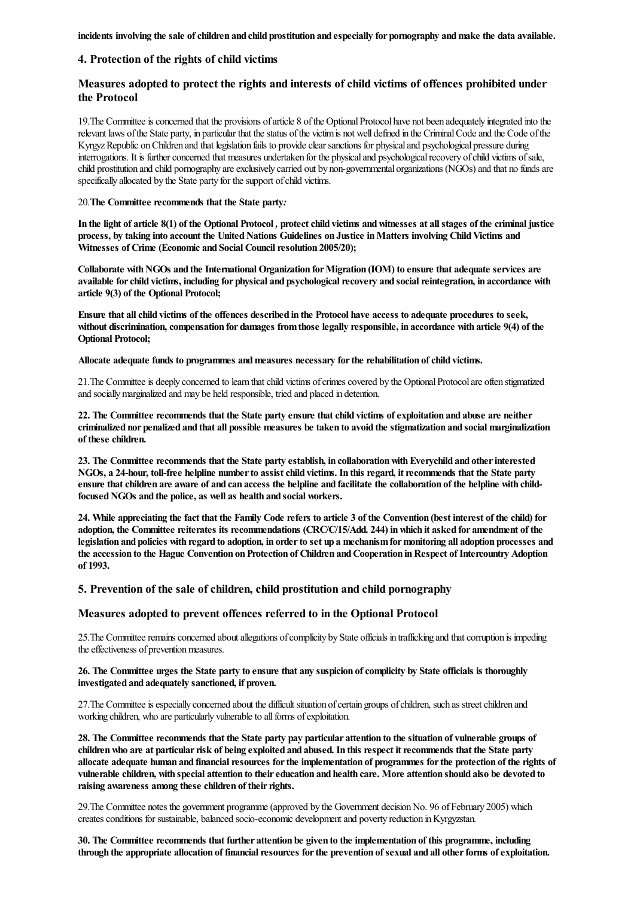**incidents involving the sale of children and child prostitution and especially for pornography and make the data available.**

### 4. Protection of the rights of child victims

### Measures adopted to protect the rights and interests of child victims of offences prohibited under the Protocol

19.The Committee is concerned that the provisions of article 8 of the Optional Protocol have not been adequately integrated into the relevant laws of the State party, in particular that the status of the victim is not well defined in the Criminal Code and the Code of the Kyrgyz Republic on Children and that legislation fails to provide clear sanctions for physical and psychological pressure during interrogations. It is further concerned that measures undertaken for the physical and psychological recovery of child victims of sale, child prostitution and child pornography are exclusively carried out by non-governmental organizations (NGOs) and that no funds are specifically allocated by the State party for the support of child victims.

20.**The Committee recommends that the State party***:*

**In the light of article 8(1) of the Optional Protocol , protect child victims and witnesses at all stages of the criminal justice process, by taking into account the United Nations Guidelines on Justice in Matters involving Child Victims and Witnesses of Crime (Economic and Social Council resolution 2005/20);**

**Collaborate with NGOs and the International Organization for Migration (IOM) to ensure that adequate services are available for child victims, including for physical and psychological recovery and social reintegration, in accordance with article 9(3) of the Optional Protocol;**

**Ensure that all child victims of the offences described in the Protocol have access to adequate procedures to seek, without discrimination, compensation for damages from those legally responsible, in accordance with article 9(4) of the Optional Protocol;**

**Allocate adequate funds to programmes and measures necessary for the rehabilitation of child victims.**

21.The Committee is deeply concerned to learn that child victims of crimes covered by the Optional Protocol are often stigmatized and socially marginalized and may be held responsible, tried and placed in detention.

**22. The Committee recommends that the State party ensure that child victims of exploitation and abuse are neither criminalized nor penalized and that all possible measures be taken to avoid the stigmatization and social marginalization of these children.**

**23. The Committee recommends that the State party establish, in collaboration with Everychild and other interested NGOs, a 24-hour, toll-free helpline number to assist child victims. In this regard, it recommends that the State party ensure that children are aware of and can access the helpline and facilitate the collaboration of the helpline with child-focused NGOs and the police, as well as health and social workers.**

**24. While appreciating the fact that the Family Code refers to article 3 of the Convention (best interest of the child) for adoption, the Committee reiterates its recommendations (CRC/C/15/Add. 244) in which it asked for amendment of the legislation and policies with regard to adoption, in order to set up a mechanism for monitoring all adoption processes and the accession to the Hague Convention on Protection of Children and Cooperation in Respect of Intercountry Adoption of 1993.**

### 5. Prevention of the sale of children, child prostitution and child pornography

### Measures adopted to prevent offences referred to in the Optional Protocol

25.The Committee remains concerned about allegations of complicity by State officials in trafficking and that corruption is impeding the effectiveness of prevention measures.

**26. The Committee urges the State party to ensure that any suspicion of complicity by State officials is thoroughly investigated and adequately sanctioned, if proven.**

27.The Committee is especially concerned about the difficult situation of certain groups of children, such as street children and working children, who are particularly vulnerable to all forms of exploitation.

**28. The Committee recommends that the State party pay particular attention to the situation of vulnerable groups of children who are at particular risk of being exploited and abused. In this respect it recommends that the State party allocate adequate human and financial resources for the implementation of programmes for the protection of the rights of vulnerable children, with special attention to their education and health care. More attention should also be devoted to raising awareness among these children of their rights.**

29.The Committee notes the government programme (approved by the Government decision No. 96 of February 2005) which creates conditions for sustainable, balanced socio-economic development and poverty reduction in Kyrgyzstan.

**30. The Committee recommends that further attention be given to the implementation of this programme, including through the appropriate allocation of financial resources for the prevention of sexual and all other forms of exploitation.**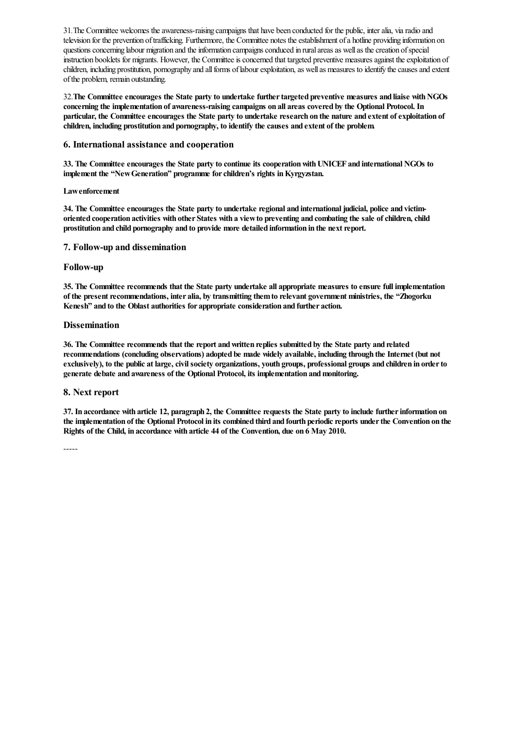31.The Committee welcomes the awareness-raising campaigns that have been conducted for the public, inter alia, via radio and television for the prevention of trafficking. Furthermore, the Committee notes the establishment of a hotline providing information on questions concerning labour migration and the information campaigns conduced in rural areas as well as the creation of special instruction booklets for migrants. However, the Committee is concerned that targeted preventive measures against the exploitation of children, including prostitution, pornography and all forms of labour exploitation, as well as measures to identify the causes and extent of the problem, remain outstanding.

32.**The Committee encourages the State party to undertake further targeted preventive measures and liaise with NGOs concerning the implementation of awareness-raising campaigns on all areas covered by the Optional Protocol. In particular, the Committee encourages the State party to undertake research on the nature and extent of exploitation of children, including prostitution and pornography, to identify the causes and extent of the problem.**

### 6. International assistance and cooperation

**33. The Committee encourages the State party to continue its cooperation with UNICEF and international NGOs to implement the "New Generation" programme for children's rights in Kyrgyzstan.**

**Law enforcement**

**34. The Committee encourages the State party to undertake regional and international judicial, police and victim-oriented cooperation activities with other States with a view to preventing and combating the sale of children, child prostitution and child pornography and to provide more detailed information in the next report.**

### 7. Follow-up and dissemination

#### Follow-up

**35. The Committee recommends that the State party undertake all appropriate measures to ensure full implementation of the present recommendations, inter alia, by transmitting them to relevant government ministries, the "Zhogorku Kenesh" and to the Oblast authorities for appropriate consideration and further action.**

#### Dissemination

**36. The Committee recommends that the report and written replies submitted by the State party and related recommendations (concluding observations) adopted be made widely available, including through the Internet (but not exclusively), to the public at large, civil society organizations, youth groups, professional groups and children in order to generate debate and awareness of the Optional Protocol, its implementation and monitoring.**

### 8. Next report

**37. In accordance with article 12, paragraph 2, the Committee requests the State party to include further information on the implementation of the Optional Protocol in its combined third and fourth periodic reports under the Convention on the Rights of the Child, in accordance with article 44 of the Convention, due on 6 May 2010.**

-----